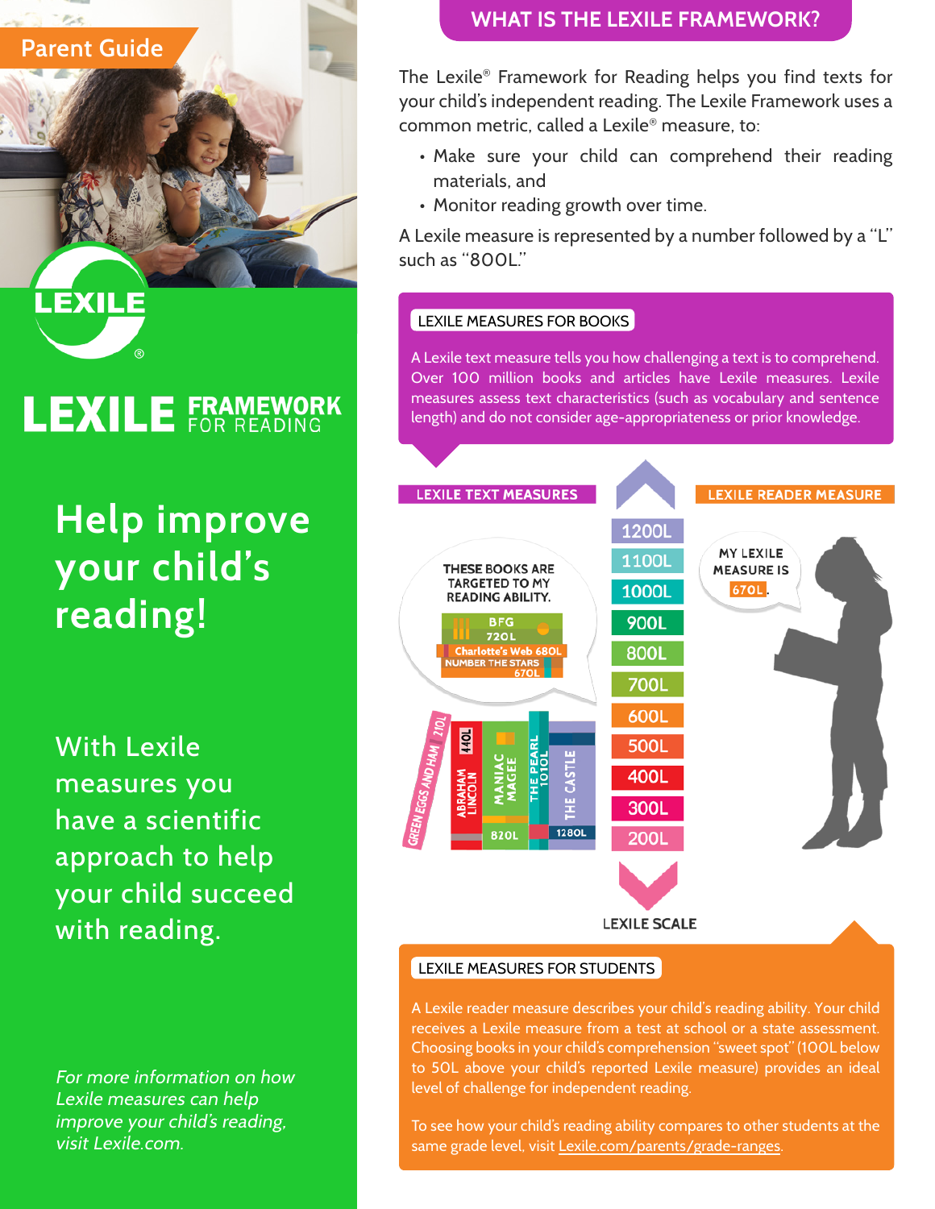Parent Guide

LEXILE®

# LEXILE FRAMEWORK FOR READING

## Help improve your child's reading!

With Lexile measures you have a scientific approach to help your child succeed with reading.

*For more information on how Lexile measures can help improve your child's reading, visit Lexile.com.*

## WHAT IS THE LEXILE FRAMEWORK?

The Lexile® Framework for Reading helps you find texts for your child's independent reading. The Lexile Framework uses a common metric, called a Lexile® measure, to:

- Make sure your child can comprehend their reading materials, and
- Monitor reading growth over time.

A Lexile measure is represented by a number followed by a "L" such as "800L."

### LEXILE MEASURES FOR BOOKS

A Lexile text measure tells you how challenging a text is to comprehend. Over 100 million books and articles have Lexile measures. Lexile measures assess text characteristics (such as vocabulary and sentence length) and do not consider age-appropriateness or prior knowledge.

LEXILE TEXT MEASURES

THESE BOOKS ARE TARGETED TO MY READING ABILITY.

BFG 720L

Charlotte's Web 680L

NUMBER THE STARS 670L

GREEN EGGS AND HAM 210L

ABRAHAM LINCOLN 440L

MANIAC MAGEE 820L

THE PEARL 1010L

THE CASTLE 1280L

1200L
1100L
1000L
900L
800L
700L
600L
500L
400L
300L
200L

LEXILE SCALE

LEXILE READER MEASURE

MY LEXILE MEASURE IS 670L.

### LEXILE MEASURES FOR STUDENTS

A Lexile reader measure describes your child's reading ability. Your child receives a Lexile measure from a test at school or a state assessment. Choosing books in your child's comprehension "sweet spot" (100L below to 50L above your child's reported Lexile measure) provides an ideal level of challenge for independent reading.

To see how your child's reading ability compares to other students at the same grade level, visit Lexile.com/parents/grade-ranges.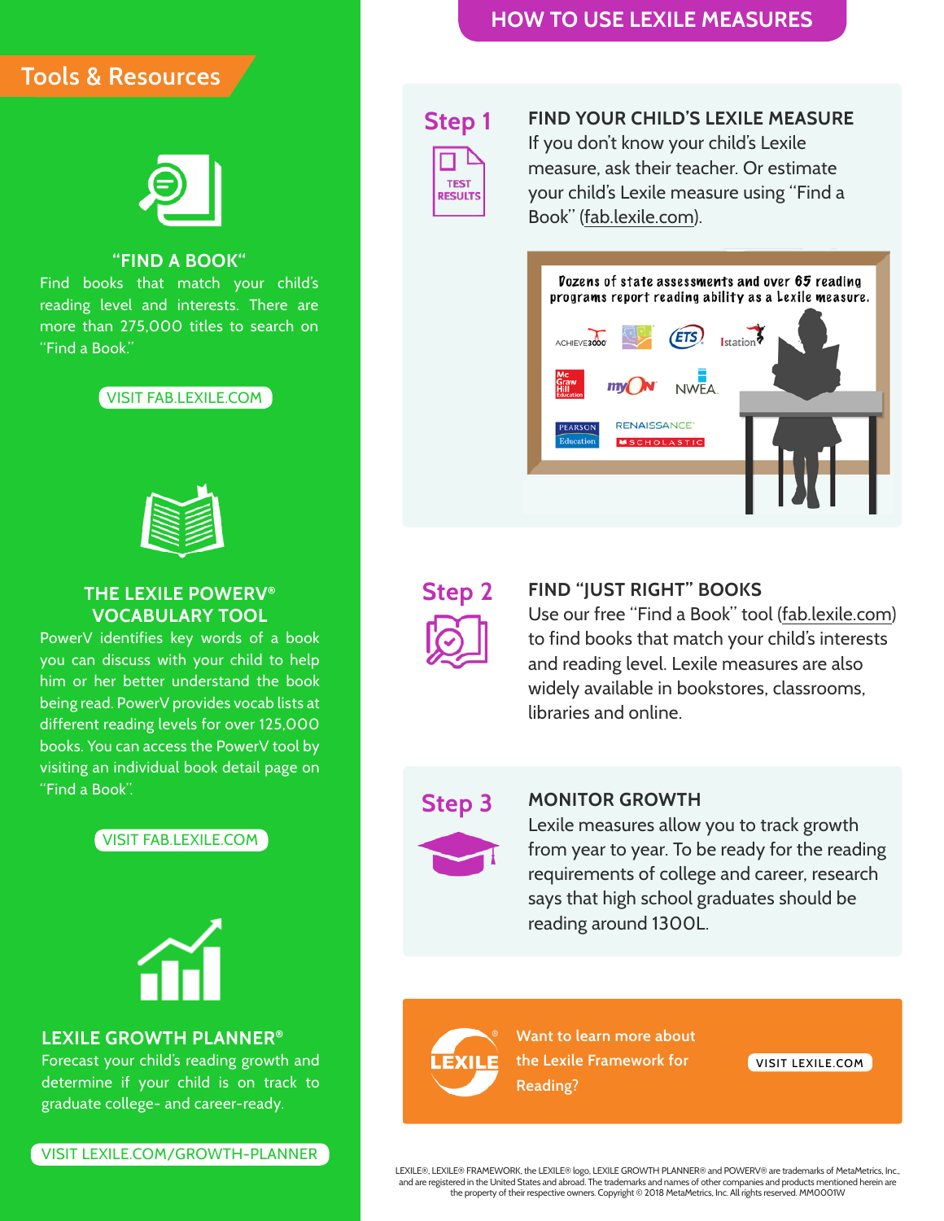## Tools & Resources

### "FIND A BOOK"

Find books that match your child's reading level and interests. There are more than 275,000 titles to search on "Find a Book."

VISIT FAB.LEXILE.COM

### THE LEXILE POWERV® VOCABULARY TOOL

PowerV identifies key words of a book you can discuss with your child to help him or her better understand the book being read. PowerV provides vocab lists at different reading levels for over 125,000 books. You can access the PowerV tool by visiting an individual book detail page on "Find a Book".

VISIT FAB.LEXILE.COM

### LEXILE GROWTH PLANNER®

Forecast your child's reading growth and determine if your child is on track to graduate college- and career-ready.

VISIT LEXILE.COM/GROWTH-PLANNER

## HOW TO USE LEXILE MEASURES

### Step 1 — FIND YOUR CHILD'S LEXILE MEASURE

TEST RESULTS

If you don't know your child's Lexile measure, ask their teacher. Or estimate your child's Lexile measure using "Find a Book" (fab.lexile.com).

Dozens of state assessments and over 65 reading programs report reading ability as a Lexile measure.

ACHIEVE3000, ETS, Istation, McGraw Hill Education, myON, NWEA, PEARSON Education, RENAISSANCE, SCHOLASTIC

### Step 2 — FIND "JUST RIGHT" BOOKS

Use our free "Find a Book" tool (fab.lexile.com) to find books that match your child's interests and reading level. Lexile measures are also widely available in bookstores, classrooms, libraries and online.

### Step 3 — MONITOR GROWTH

Lexile measures allow you to track growth from year to year. To be ready for the reading requirements of college and career, research says that high school graduates should be reading around 1300L.

LEXILE®

Want to learn more about the Lexile Framework for Reading?

VISIT LEXILE.COM

LEXILE®, LEXILE® FRAMEWORK, the LEXILE® logo, LEXILE GROWTH PLANNER® and POWERV® are trademarks of MetaMetrics, Inc., and are registered in the United States and abroad. The trademarks and names of other companies and products mentioned herein are the property of their respective owners. Copyright © 2018 MetaMetrics, Inc. All rights reserved. MM0001W